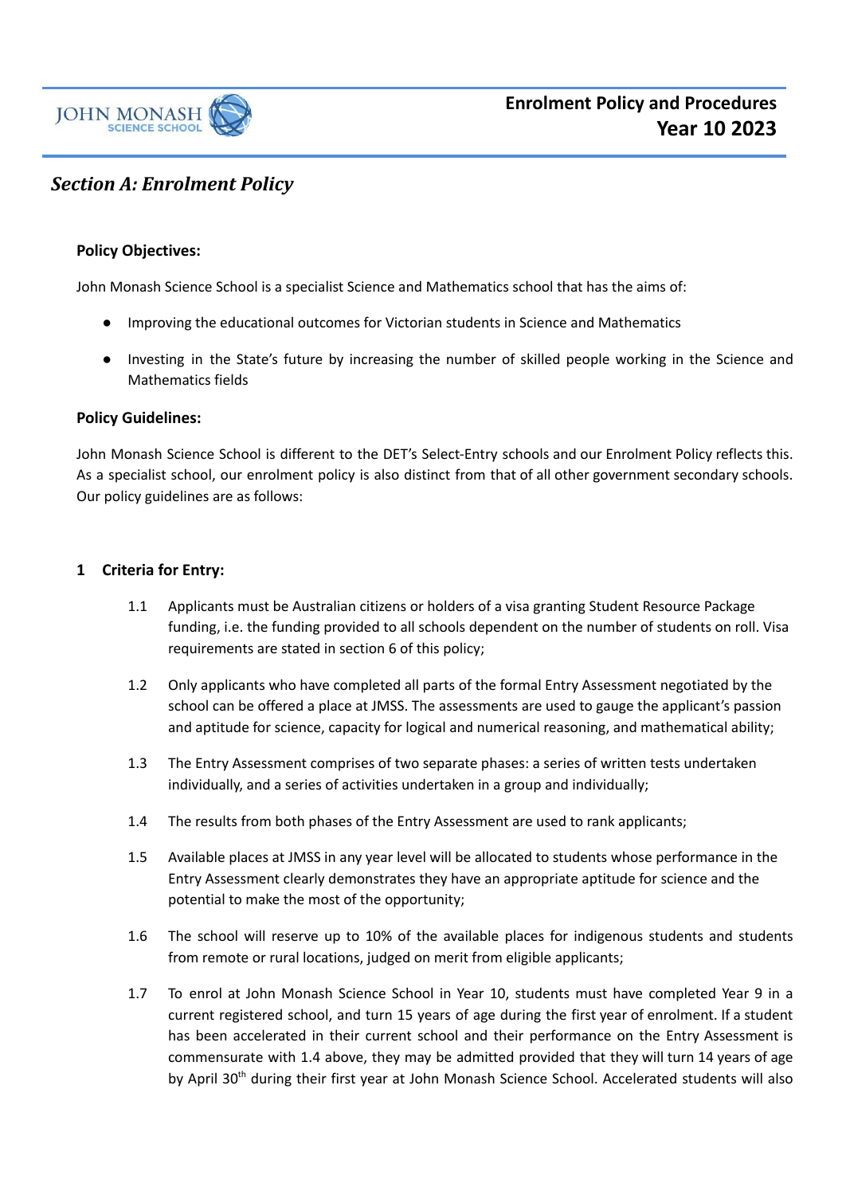# Enrolment Policy and Procedures Year 10 2023

## *Section A: Enrolment Policy*

### Policy Objectives:

John Monash Science School is a specialist Science and Mathematics school that has the aims of:

- Improving the educational outcomes for Victorian students in Science and Mathematics
- Investing in the State's future by increasing the number of skilled people working in the Science and Mathematics fields

### Policy Guidelines:

John Monash Science School is different to the DET's Select-Entry schools and our Enrolment Policy reflects this. As a specialist school, our enrolment policy is also distinct from that of all other government secondary schools. Our policy guidelines are as follows:

### 1 Criteria for Entry:

1.1 Applicants must be Australian citizens or holders of a visa granting Student Resource Package funding, i.e. the funding provided to all schools dependent on the number of students on roll. Visa requirements are stated in section 6 of this policy;

1.2 Only applicants who have completed all parts of the formal Entry Assessment negotiated by the school can be offered a place at JMSS. The assessments are used to gauge the applicant's passion and aptitude for science, capacity for logical and numerical reasoning, and mathematical ability;

1.3 The Entry Assessment comprises of two separate phases: a series of written tests undertaken individually, and a series of activities undertaken in a group and individually;

1.4 The results from both phases of the Entry Assessment are used to rank applicants;

1.5 Available places at JMSS in any year level will be allocated to students whose performance in the Entry Assessment clearly demonstrates they have an appropriate aptitude for science and the potential to make the most of the opportunity;

1.6 The school will reserve up to 10% of the available places for indigenous students and students from remote or rural locations, judged on merit from eligible applicants;

1.7 To enrol at John Monash Science School in Year 10, students must have completed Year 9 in a current registered school, and turn 15 years of age during the first year of enrolment. If a student has been accelerated in their current school and their performance on the Entry Assessment is commensurate with 1.4 above, they may be admitted provided that they will turn 14 years of age by April 30th during their first year at John Monash Science School. Accelerated students will also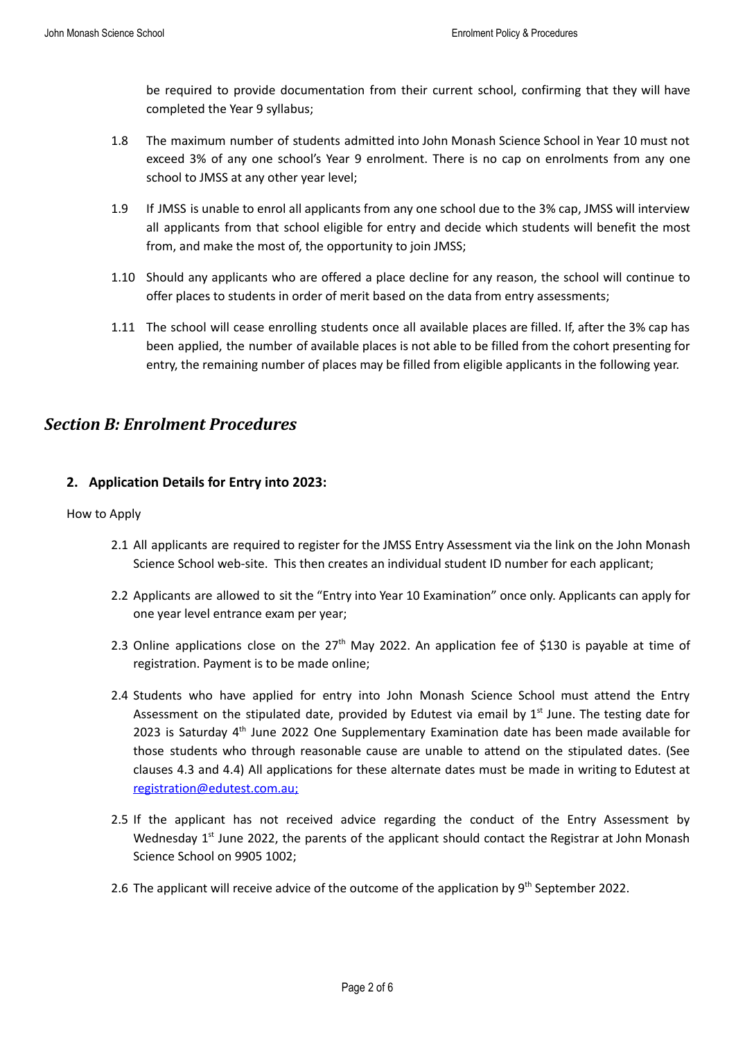be required to provide documentation from their current school, confirming that they will have completed the Year 9 syllabus;

1.8 The maximum number of students admitted into John Monash Science School in Year 10 must not exceed 3% of any one school's Year 9 enrolment. There is no cap on enrolments from any one school to JMSS at any other year level;

1.9 If JMSS is unable to enrol all applicants from any one school due to the 3% cap, JMSS will interview all applicants from that school eligible for entry and decide which students will benefit the most from, and make the most of, the opportunity to join JMSS;

1.10 Should any applicants who are offered a place decline for any reason, the school will continue to offer places to students in order of merit based on the data from entry assessments;

1.11 The school will cease enrolling students once all available places are filled. If, after the 3% cap has been applied, the number of available places is not able to be filled from the cohort presenting for entry, the remaining number of places may be filled from eligible applicants in the following year.

## *Section B: Enrolment Procedures*

### 2. Application Details for Entry into 2023:

How to Apply

2.1 All applicants are required to register for the JMSS Entry Assessment via the link on the John Monash Science School web-site. This then creates an individual student ID number for each applicant;

2.2 Applicants are allowed to sit the "Entry into Year 10 Examination" once only. Applicants can apply for one year level entrance exam per year;

2.3 Online applications close on the 27th May 2022. An application fee of $130 is payable at time of registration. Payment is to be made online;

2.4 Students who have applied for entry into John Monash Science School must attend the Entry Assessment on the stipulated date, provided by Edutest via email by 1st June. The testing date for 2023 is Saturday 4th June 2022 One Supplementary Examination date has been made available for those students who through reasonable cause are unable to attend on the stipulated dates. (See clauses 4.3 and 4.4) All applications for these alternate dates must be made in writing to Edutest at registration@edutest.com.au;

2.5 If the applicant has not received advice regarding the conduct of the Entry Assessment by Wednesday 1st June 2022, the parents of the applicant should contact the Registrar at John Monash Science School on 9905 1002;

2.6 The applicant will receive advice of the outcome of the application by 9th September 2022.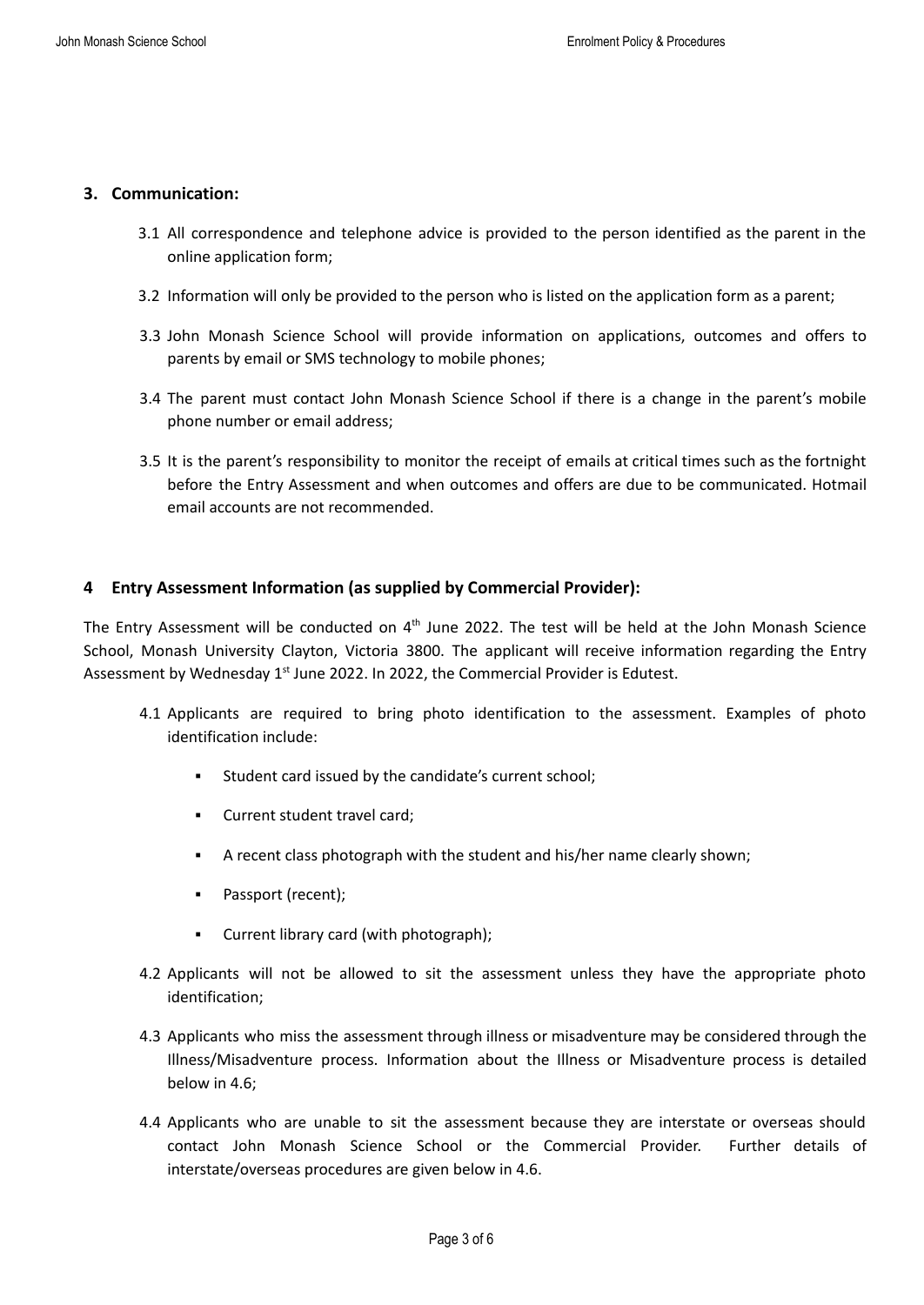## 3. Communication:

3.1 All correspondence and telephone advice is provided to the person identified as the parent in the online application form;

3.2 Information will only be provided to the person who is listed on the application form as a parent;

3.3 John Monash Science School will provide information on applications, outcomes and offers to parents by email or SMS technology to mobile phones;

3.4 The parent must contact John Monash Science School if there is a change in the parent's mobile phone number or email address;

3.5 It is the parent's responsibility to monitor the receipt of emails at critical times such as the fortnight before the Entry Assessment and when outcomes and offers are due to be communicated. Hotmail email accounts are not recommended.

## 4 Entry Assessment Information (as supplied by Commercial Provider):

The Entry Assessment will be conducted on 4th June 2022. The test will be held at the John Monash Science School, Monash University Clayton, Victoria 3800. The applicant will receive information regarding the Entry Assessment by Wednesday 1st June 2022. In 2022, the Commercial Provider is Edutest.

4.1 Applicants are required to bring photo identification to the assessment. Examples of photo identification include:

- Student card issued by the candidate's current school;
- Current student travel card;
- A recent class photograph with the student and his/her name clearly shown;
- Passport (recent);
- Current library card (with photograph);

4.2 Applicants will not be allowed to sit the assessment unless they have the appropriate photo identification;

4.3 Applicants who miss the assessment through illness or misadventure may be considered through the Illness/Misadventure process. Information about the Illness or Misadventure process is detailed below in 4.6;

4.4 Applicants who are unable to sit the assessment because they are interstate or overseas should contact John Monash Science School or the Commercial Provider. Further details of interstate/overseas procedures are given below in 4.6.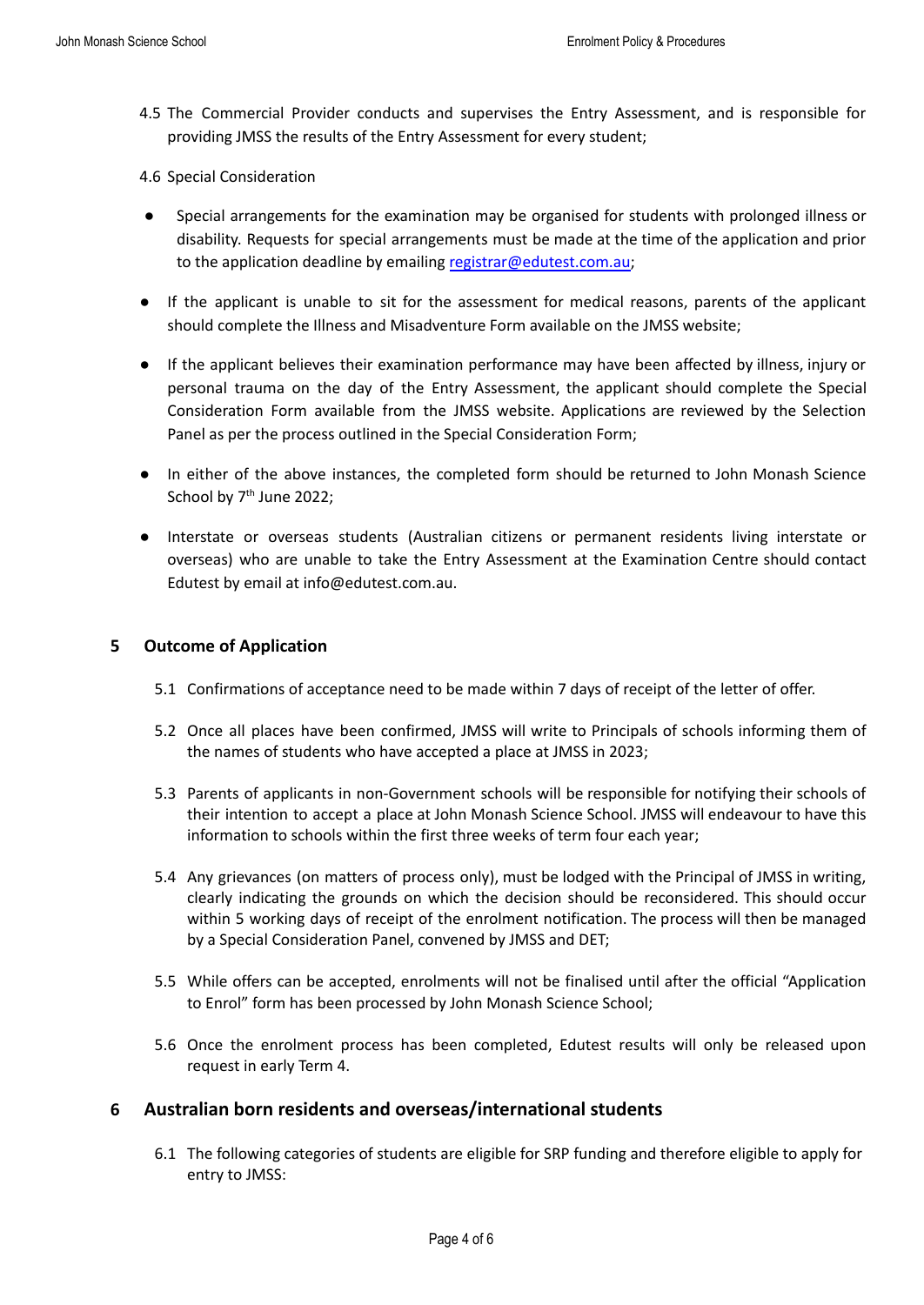4.5 The Commercial Provider conducts and supervises the Entry Assessment, and is responsible for providing JMSS the results of the Entry Assessment for every student;

4.6 Special Consideration

- Special arrangements for the examination may be organised for students with prolonged illness or disability. Requests for special arrangements must be made at the time of the application and prior to the application deadline by emailing registrar@edutest.com.au;
- If the applicant is unable to sit for the assessment for medical reasons, parents of the applicant should complete the Illness and Misadventure Form available on the JMSS website;
- If the applicant believes their examination performance may have been affected by illness, injury or personal trauma on the day of the Entry Assessment, the applicant should complete the Special Consideration Form available from the JMSS website. Applications are reviewed by the Selection Panel as per the process outlined in the Special Consideration Form;
- In either of the above instances, the completed form should be returned to John Monash Science School by 7th June 2022;
- Interstate or overseas students (Australian citizens or permanent residents living interstate or overseas) who are unable to take the Entry Assessment at the Examination Centre should contact Edutest by email at info@edutest.com.au.

## 5 Outcome of Application

5.1 Confirmations of acceptance need to be made within 7 days of receipt of the letter of offer.

5.2 Once all places have been confirmed, JMSS will write to Principals of schools informing them of the names of students who have accepted a place at JMSS in 2023;

5.3 Parents of applicants in non-Government schools will be responsible for notifying their schools of their intention to accept a place at John Monash Science School. JMSS will endeavour to have this information to schools within the first three weeks of term four each year;

5.4 Any grievances (on matters of process only), must be lodged with the Principal of JMSS in writing, clearly indicating the grounds on which the decision should be reconsidered. This should occur within 5 working days of receipt of the enrolment notification. The process will then be managed by a Special Consideration Panel, convened by JMSS and DET;

5.5 While offers can be accepted, enrolments will not be finalised until after the official "Application to Enrol" form has been processed by John Monash Science School;

5.6 Once the enrolment process has been completed, Edutest results will only be released upon request in early Term 4.

## 6 Australian born residents and overseas/international students

6.1 The following categories of students are eligible for SRP funding and therefore eligible to apply for entry to JMSS: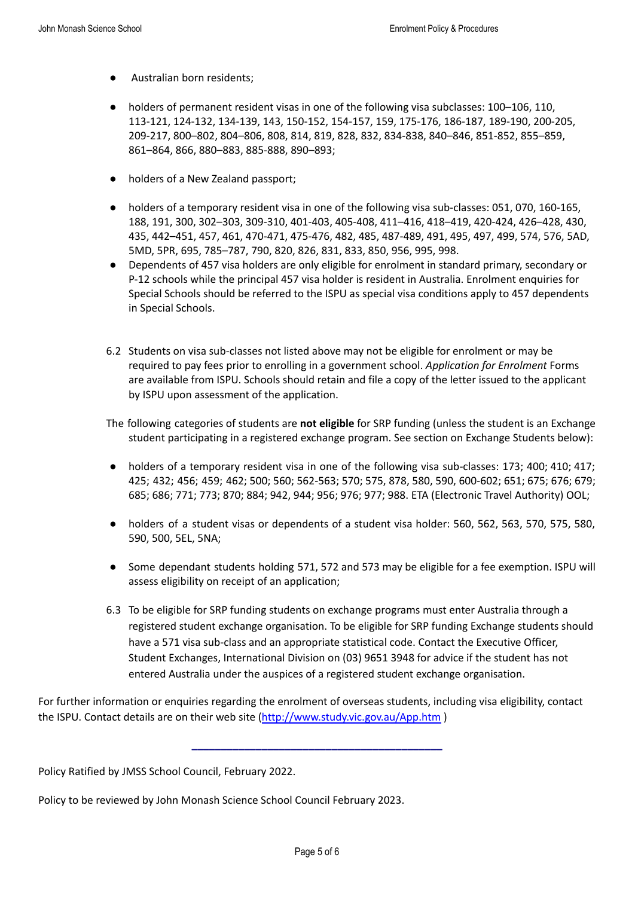- Australian born residents;
- holders of permanent resident visas in one of the following visa subclasses: 100–106, 110, 113-121, 124-132, 134-139, 143, 150-152, 154-157, 159, 175-176, 186-187, 189-190, 200-205, 209-217, 800–802, 804–806, 808, 814, 819, 828, 832, 834-838, 840–846, 851-852, 855–859, 861–864, 866, 880–883, 885-888, 890–893;
- holders of a New Zealand passport;
- holders of a temporary resident visa in one of the following visa sub-classes: 051, 070, 160-165, 188, 191, 300, 302–303, 309-310, 401-403, 405-408, 411–416, 418–419, 420-424, 426–428, 430, 435, 442–451, 457, 461, 470-471, 475-476, 482, 485, 487-489, 491, 495, 497, 499, 574, 576, 5AD, 5MD, 5PR, 695, 785–787, 790, 820, 826, 831, 833, 850, 956, 995, 998.
- Dependents of 457 visa holders are only eligible for enrolment in standard primary, secondary or P-12 schools while the principal 457 visa holder is resident in Australia. Enrolment enquiries for Special Schools should be referred to the ISPU as special visa conditions apply to 457 dependents in Special Schools.

6.2 Students on visa sub-classes not listed above may not be eligible for enrolment or may be required to pay fees prior to enrolling in a government school. *Application for Enrolment* Forms are available from ISPU. Schools should retain and file a copy of the letter issued to the applicant by ISPU upon assessment of the application.

The following categories of students are **not eligible** for SRP funding (unless the student is an Exchange student participating in a registered exchange program. See section on Exchange Students below):

- holders of a temporary resident visa in one of the following visa sub-classes: 173; 400; 410; 417; 425; 432; 456; 459; 462; 500; 560; 562-563; 570; 575, 878, 580, 590, 600-602; 651; 675; 676; 679; 685; 686; 771; 773; 870; 884; 942, 944; 956; 976; 977; 988. ETA (Electronic Travel Authority) OOL;
- holders of a student visas or dependents of a student visa holder: 560, 562, 563, 570, 575, 580, 590, 500, 5EL, 5NA;
- Some dependant students holding 571, 572 and 573 may be eligible for a fee exemption. ISPU will assess eligibility on receipt of an application;

6.3 To be eligible for SRP funding students on exchange programs must enter Australia through a registered student exchange organisation. To be eligible for SRP funding Exchange students should have a 571 visa sub-class and an appropriate statistical code. Contact the Executive Officer, Student Exchanges, International Division on (03) 9651 3948 for advice if the student has not entered Australia under the auspices of a registered student exchange organisation.

For further information or enquiries regarding the enrolment of overseas students, including visa eligibility, contact the ISPU. Contact details are on their web site (http://www.study.vic.gov.au/App.htm )

---

Policy Ratified by JMSS School Council, February 2022.

Policy to be reviewed by John Monash Science School Council February 2023.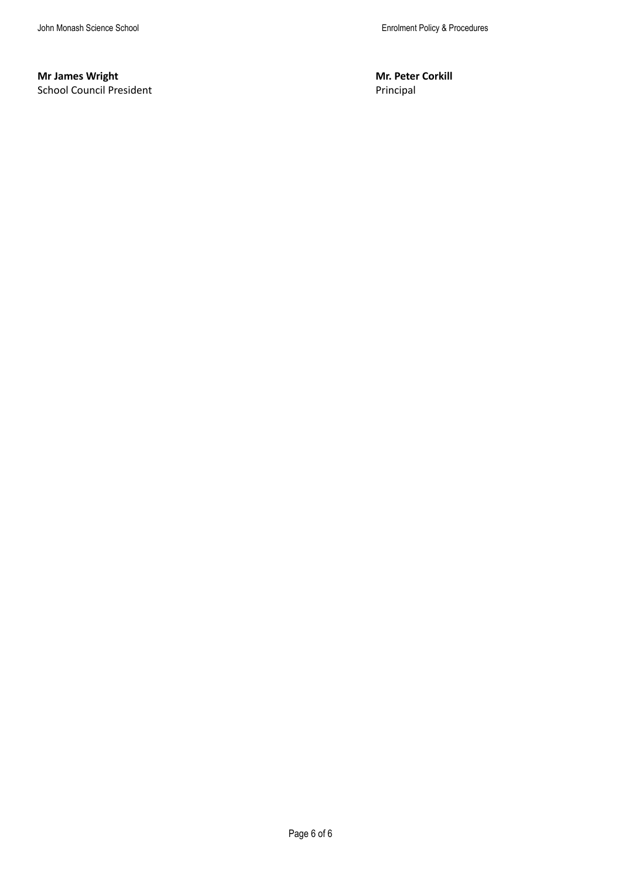**Mr James Wright**
School Council President

**Mr. Peter Corkill**
Principal